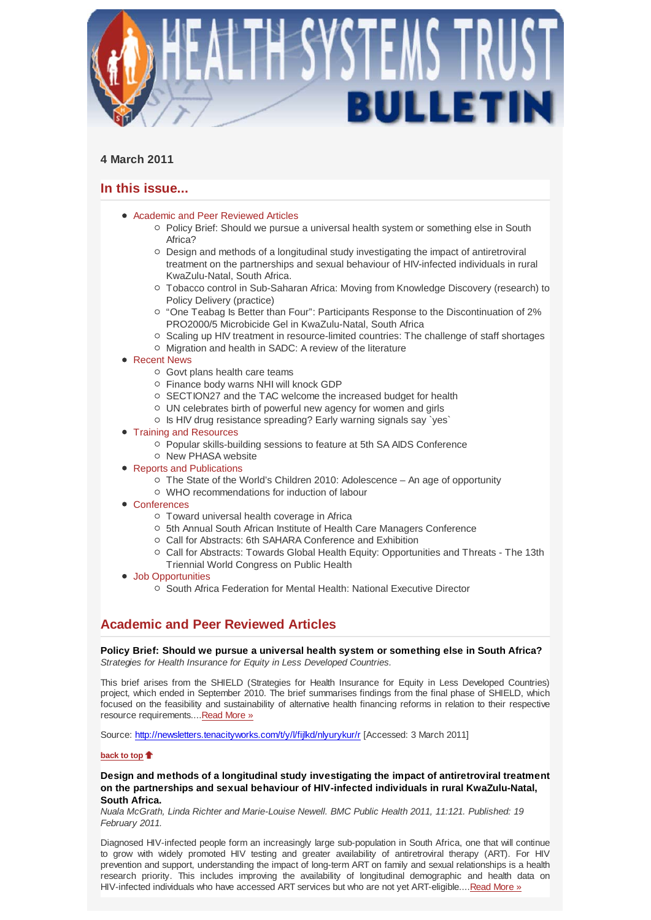# HEALTH SYSTEMS TRUST BULLETIN

**4 March 2011**

## In this issue...

- Academic and Peer Reviewed Articles
  - Policy Brief: Should we pursue a universal health system or something else in South Africa?
  - Design and methods of a longitudinal study investigating the impact of antiretroviral treatment on the partnerships and sexual behaviour of HIV-infected individuals in rural KwaZulu-Natal, South Africa.
  - Tobacco control in Sub-Saharan Africa: Moving from Knowledge Discovery (research) to Policy Delivery (practice)
  - “One Teabag Is Better than Four”: Participants Response to the Discontinuation of 2% PRO2000/5 Microbicide Gel in KwaZulu-Natal, South Africa
  - Scaling up HIV treatment in resource-limited countries: The challenge of staff shortages
  - Migration and health in SADC: A review of the literature
- Recent News
  - Govt plans health care teams
  - Finance body warns NHI will knock GDP
  - SECTION27 and the TAC welcome the increased budget for health
  - UN celebrates birth of powerful new agency for women and girls
  - Is HIV drug resistance spreading? Early warning signals say `yes`
- Training and Resources
  - Popular skills-building sessions to feature at 5th SA AIDS Conference
  - New PHASA website
- Reports and Publications
  - The State of the World's Children 2010: Adolescence – An age of opportunity
  - WHO recommendations for induction of labour
- Conferences
  - Toward universal health coverage in Africa
  - 5th Annual South African Institute of Health Care Managers Conference
  - Call for Abstracts: 6th SAHARA Conference and Exhibition
  - Call for Abstracts: Towards Global Health Equity: Opportunities and Threats - The 13th Triennial World Congress on Public Health
- Job Opportunities
  - South Africa Federation for Mental Health: National Executive Director

## Academic and Peer Reviewed Articles

**Policy Brief: Should we pursue a universal health system or something else in South Africa?**
*Strategies for Health Insurance for Equity in Less Developed Countries.*

This brief arises from the SHIELD (Strategies for Health Insurance for Equity in Less Developed Countries) project, which ended in September 2010. The brief summarises findings from the final phase of SHIELD, which focused on the feasibility and sustainability of alternative health financing reforms in relation to their respective resource requirements....Read More »

Source: http://newsletters.tenacityworks.com/t/y/l/fijlkd/nlyurykur/r [Accessed: 3 March 2011]

**back to top**

**Design and methods of a longitudinal study investigating the impact of antiretroviral treatment on the partnerships and sexual behaviour of HIV-infected individuals in rural KwaZulu-Natal, South Africa.**
*Nuala McGrath, Linda Richter and Marie-Louise Newell. BMC Public Health 2011, 11:121. Published: 19 February 2011.*

Diagnosed HIV-infected people form an increasingly large sub-population in South Africa, one that will continue to grow with widely promoted HIV testing and greater availability of antiretroviral therapy (ART). For HIV prevention and support, understanding the impact of long-term ART on family and sexual relationships is a health research priority. This includes improving the availability of longitudinal demographic and health data on HIV-infected individuals who have accessed ART services but who are not yet ART-eligible....Read More »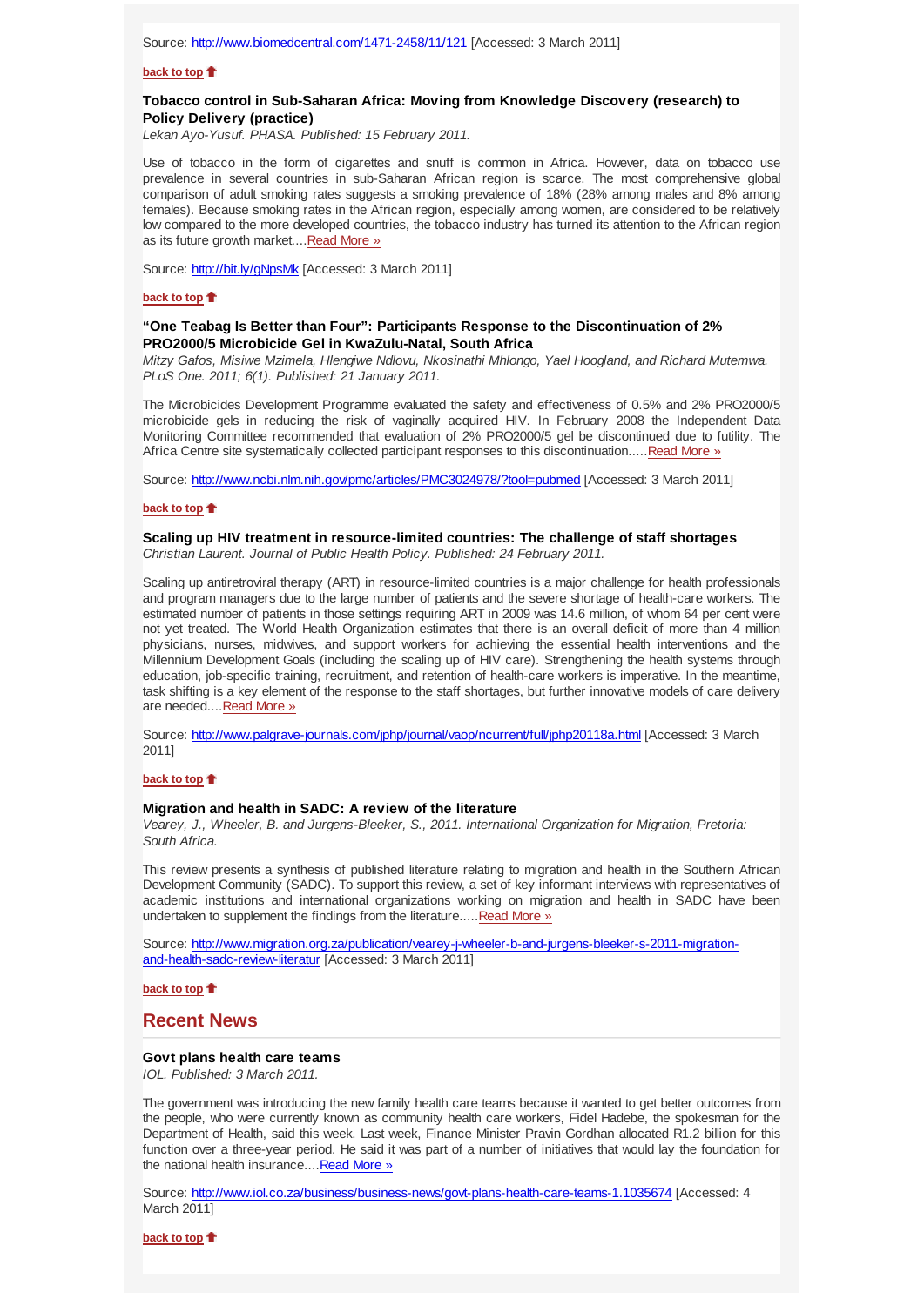Source: http://www.biomedcentral.com/1471-2458/11/121 [Accessed: 3 March 2011]

**back to top**

### Tobacco control in Sub-Saharan Africa: Moving from Knowledge Discovery (research) to Policy Delivery (practice)

*Lekan Ayo-Yusuf. PHASA. Published: 15 February 2011.*

Use of tobacco in the form of cigarettes and snuff is common in Africa. However, data on tobacco use prevalence in several countries in sub-Saharan African region is scarce. The most comprehensive global comparison of adult smoking rates suggests a smoking prevalence of 18% (28% among males and 8% among females). Because smoking rates in the African region, especially among women, are considered to be relatively low compared to the more developed countries, the tobacco industry has turned its attention to the African region as its future growth market....Read More »

Source: http://bit.ly/gNpsMk [Accessed: 3 March 2011]

**back to top**

### "One Teabag Is Better than Four": Participants Response to the Discontinuation of 2% PRO2000/5 Microbicide Gel in KwaZulu-Natal, South Africa

*Mitzy Gafos, Misiwe Mzimela, Hlengiwe Ndlovu, Nkosinathi Mhlongo, Yael Hoogland, and Richard Mutemwa. PLoS One. 2011; 6(1). Published: 21 January 2011.*

The Microbicides Development Programme evaluated the safety and effectiveness of 0.5% and 2% PRO2000/5 microbicide gels in reducing the risk of vaginally acquired HIV. In February 2008 the Independent Data Monitoring Committee recommended that evaluation of 2% PRO2000/5 gel be discontinued due to futility. The Africa Centre site systematically collected participant responses to this discontinuation.....Read More »

Source: http://www.ncbi.nlm.nih.gov/pmc/articles/PMC3024978/?tool=pubmed [Accessed: 3 March 2011]

**back to top**

### Scaling up HIV treatment in resource-limited countries: The challenge of staff shortages

*Christian Laurent. Journal of Public Health Policy. Published: 24 February 2011.*

Scaling up antiretroviral therapy (ART) in resource-limited countries is a major challenge for health professionals and program managers due to the large number of patients and the severe shortage of health-care workers. The estimated number of patients in those settings requiring ART in 2009 was 14.6 million, of whom 64 per cent were not yet treated. The World Health Organization estimates that there is an overall deficit of more than 4 million physicians, nurses, midwives, and support workers for achieving the essential health interventions and the Millennium Development Goals (including the scaling up of HIV care). Strengthening the health systems through education, job-specific training, recruitment, and retention of health-care workers is imperative. In the meantime, task shifting is a key element of the response to the staff shortages, but further innovative models of care delivery are needed....Read More »

Source: http://www.palgrave-journals.com/jphp/journal/vaop/ncurrent/full/jphp20118a.html [Accessed: 3 March 2011]

**back to top**

### Migration and health in SADC: A review of the literature

*Vearey, J., Wheeler, B. and Jurgens-Bleeker, S., 2011. International Organization for Migration, Pretoria: South Africa.*

This review presents a synthesis of published literature relating to migration and health in the Southern African Development Community (SADC). To support this review, a set of key informant interviews with representatives of academic institutions and international organizations working on migration and health in SADC have been undertaken to supplement the findings from the literature.....Read More »

Source: http://www.migration.org.za/publication/vearey-j-wheeler-b-and-jurgens-bleeker-s-2011-migration-and-health-sadc-review-literatur [Accessed: 3 March 2011]

**back to top**

## Recent News

### Govt plans health care teams

*IOL. Published: 3 March 2011.*

The government was introducing the new family health care teams because it wanted to get better outcomes from the people, who were currently known as community health care workers, Fidel Hadebe, the spokesman for the Department of Health, said this week. Last week, Finance Minister Pravin Gordhan allocated R1.2 billion for this function over a three-year period. He said it was part of a number of initiatives that would lay the foundation for the national health insurance....Read More »

Source: http://www.iol.co.za/business/business-news/govt-plans-health-care-teams-1.1035674 [Accessed: 4 March 2011]

**back to top**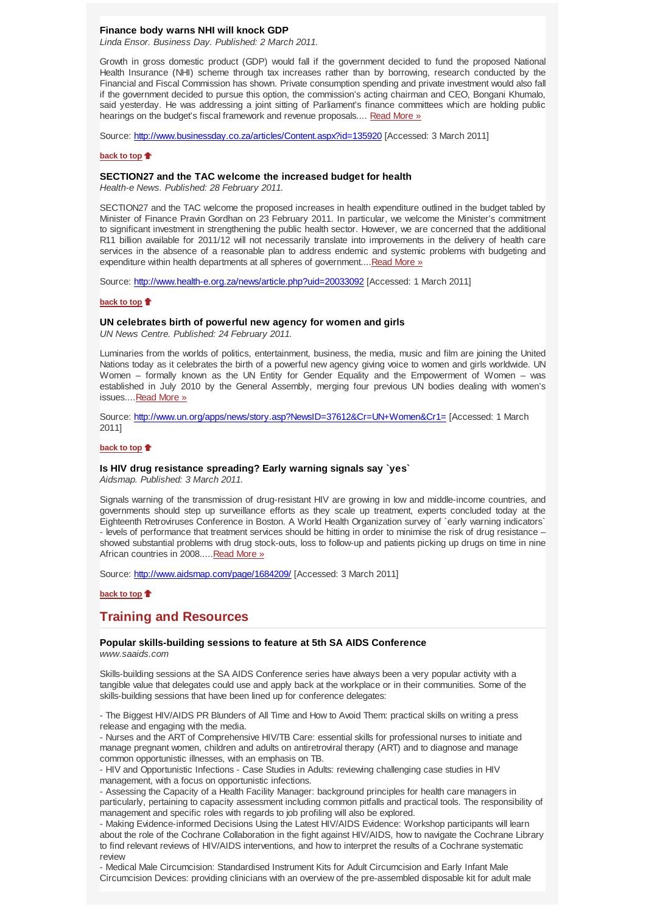### Finance body warns NHI will knock GDP

*Linda Ensor. Business Day. Published: 2 March 2011.*

Growth in gross domestic product (GDP) would fall if the government decided to fund the proposed National Health Insurance (NHI) scheme through tax increases rather than by borrowing, research conducted by the Financial and Fiscal Commission has shown. Private consumption spending and private investment would also fall if the government decided to pursue this option, the commission's acting chairman and CEO, Bongani Khumalo, said yesterday. He was addressing a joint sitting of Parliament's finance committees which are holding public hearings on the budget's fiscal framework and revenue proposals.... Read More »

Source: http://www.businessday.co.za/articles/Content.aspx?id=135920 [Accessed: 3 March 2011]

**back to top**

### SECTION27 and the TAC welcome the increased budget for health

*Health-e News. Published: 28 February 2011.*

SECTION27 and the TAC welcome the proposed increases in health expenditure outlined in the budget tabled by Minister of Finance Pravin Gordhan on 23 February 2011. In particular, we welcome the Minister's commitment to significant investment in strengthening the public health sector. However, we are concerned that the additional R11 billion available for 2011/12 will not necessarily translate into improvements in the delivery of health care services in the absence of a reasonable plan to address endemic and systemic problems with budgeting and expenditure within health departments at all spheres of government....Read More »

Source: http://www.health-e.org.za/news/article.php?uid=20033092 [Accessed: 1 March 2011]

**back to top**

### UN celebrates birth of powerful new agency for women and girls

*UN News Centre. Published: 24 February 2011.*

Luminaries from the worlds of politics, entertainment, business, the media, music and film are joining the United Nations today as it celebrates the birth of a powerful new agency giving voice to women and girls worldwide. UN Women – formally known as the UN Entity for Gender Equality and the Empowerment of Women – was established in July 2010 by the General Assembly, merging four previous UN bodies dealing with women's issues....Read More »

Source: http://www.un.org/apps/news/story.asp?NewsID=37612&Cr=UN+Women&Cr1= [Accessed: 1 March 2011]

**back to top**

### Is HIV drug resistance spreading? Early warning signals say `yes`

*Aidsmap. Published: 3 March 2011.*

Signals warning of the transmission of drug-resistant HIV are growing in low and middle-income countries, and governments should step up surveillance efforts as they scale up treatment, experts concluded today at the Eighteenth Retroviruses Conference in Boston. A World Health Organization survey of `early warning indicators` - levels of performance that treatment services should be hitting in order to minimise the risk of drug resistance – showed substantial problems with drug stock-outs, loss to follow-up and patients picking up drugs on time in nine African countries in 2008.....Read More »

Source: http://www.aidsmap.com/page/1684209/ [Accessed: 3 March 2011]

**back to top**

## Training and Resources

### Popular skills-building sessions to feature at 5th SA AIDS Conference

*www.saaids.com*

Skills-building sessions at the SA AIDS Conference series have always been a very popular activity with a tangible value that delegates could use and apply back at the workplace or in their communities. Some of the skills-building sessions that have been lined up for conference delegates:

- The Biggest HIV/AIDS PR Blunders of All Time and How to Avoid Them: practical skills on writing a press release and engaging with the media.
- Nurses and the ART of Comprehensive HIV/TB Care: essential skills for professional nurses to initiate and manage pregnant women, children and adults on antiretroviral therapy (ART) and to diagnose and manage common opportunistic illnesses, with an emphasis on TB.
- HIV and Opportunistic Infections - Case Studies in Adults: reviewing challenging case studies in HIV management, with a focus on opportunistic infections.
- Assessing the Capacity of a Health Facility Manager: background principles for health care managers in particularly, pertaining to capacity assessment including common pitfalls and practical tools. The responsibility of management and specific roles with regards to job profiling will also be explored.
- Making Evidence-informed Decisions Using the Latest HIV/AIDS Evidence: Workshop participants will learn about the role of the Cochrane Collaboration in the fight against HIV/AIDS, how to navigate the Cochrane Library to find relevant reviews of HIV/AIDS interventions, and how to interpret the results of a Cochrane systematic review
- Medical Male Circumcision: Standardised Instrument Kits for Adult Circumcision and Early Infant Male Circumcision Devices: providing clinicians with an overview of the pre-assembled disposable kit for adult male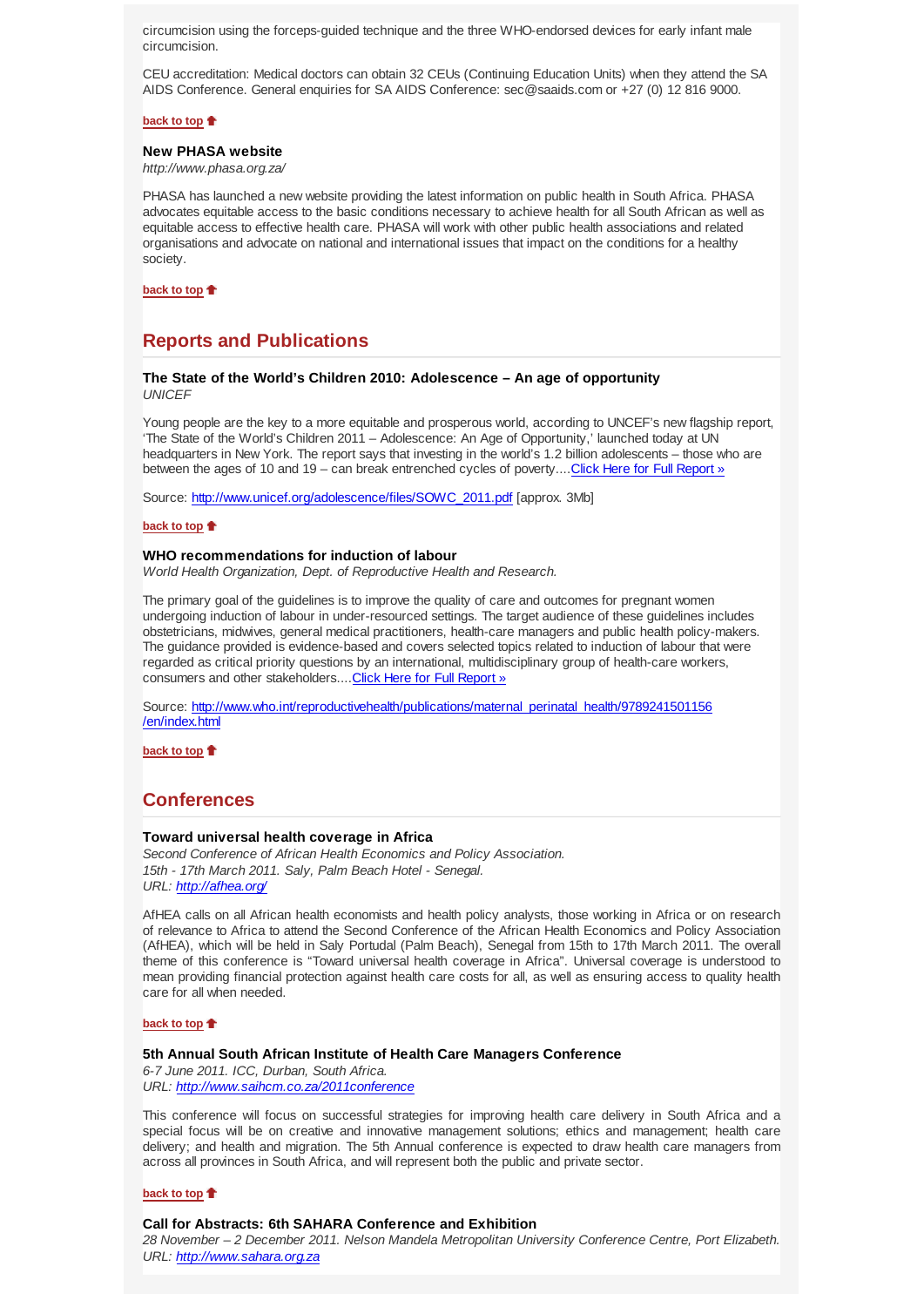circumcision using the forceps-guided technique and the three WHO-endorsed devices for early infant male circumcision.

CEU accreditation: Medical doctors can obtain 32 CEUs (Continuing Education Units) when they attend the SA AIDS Conference. General enquiries for SA AIDS Conference: sec@saaids.com or +27 (0) 12 816 9000.

**back to top**

### New PHASA website

*http://www.phasa.org.za/*

PHASA has launched a new website providing the latest information on public health in South Africa. PHASA advocates equitable access to the basic conditions necessary to achieve health for all South African as well as equitable access to effective health care. PHASA will work with other public health associations and related organisations and advocate on national and international issues that impact on the conditions for a healthy society.

**back to top**

## Reports and Publications

### The State of the World's Children 2010: Adolescence – An age of opportunity

*UNICEF*

Young people are the key to a more equitable and prosperous world, according to UNCEF's new flagship report, 'The State of the World's Children 2011 – Adolescence: An Age of Opportunity,' launched today at UN headquarters in New York. The report says that investing in the world's 1.2 billion adolescents – those who are between the ages of 10 and 19 – can break entrenched cycles of poverty....[Click Here for Full Report »](http://www.unicef.org/adolescence/files/SOWC_2011.pdf)

Source: [http://www.unicef.org/adolescence/files/SOWC_2011.pdf](http://www.unicef.org/adolescence/files/SOWC_2011.pdf) [approx. 3Mb]

**back to top**

### WHO recommendations for induction of labour

*World Health Organization, Dept. of Reproductive Health and Research.*

The primary goal of the guidelines is to improve the quality of care and outcomes for pregnant women undergoing induction of labour in under-resourced settings. The target audience of these guidelines includes obstetricians, midwives, general medical practitioners, health-care managers and public health policy-makers. The guidance provided is evidence-based and covers selected topics related to induction of labour that were regarded as critical priority questions by an international, multidisciplinary group of health-care workers, consumers and other stakeholders....[Click Here for Full Report »](http://www.who.int/reproductivehealth/publications/maternal_perinatal_health/9789241501156/en/index.html)

Source: [http://www.who.int/reproductivehealth/publications/maternal_perinatal_health/9789241501156/en/index.html](http://www.who.int/reproductivehealth/publications/maternal_perinatal_health/9789241501156/en/index.html)

**back to top**

## Conferences

### Toward universal health coverage in Africa

*Second Conference of African Health Economics and Policy Association.*
*15th - 17th March 2011. Saly, Palm Beach Hotel - Senegal.*
*URL: [http://afhea.org/](http://afhea.org/)*

AfHEA calls on all African health economists and health policy analysts, those working in Africa or on research of relevance to Africa to attend the Second Conference of the African Health Economics and Policy Association (AfHEA), which will be held in Saly Portudal (Palm Beach), Senegal from 15th to 17th March 2011. The overall theme of this conference is "Toward universal health coverage in Africa". Universal coverage is understood to mean providing financial protection against health care costs for all, as well as ensuring access to quality health care for all when needed.

**back to top**

### 5th Annual South African Institute of Health Care Managers Conference

*6-7 June 2011. ICC, Durban, South Africa.*
*URL: [http://www.saihcm.co.za/2011conference](http://www.saihcm.co.za/2011conference)*

This conference will focus on successful strategies for improving health care delivery in South Africa and a special focus will be on creative and innovative management solutions; ethics and management; health care delivery; and health and migration. The 5th Annual conference is expected to draw health care managers from across all provinces in South Africa, and will represent both the public and private sector.

**back to top**

### Call for Abstracts: 6th SAHARA Conference and Exhibition

*28 November – 2 December 2011. Nelson Mandela Metropolitan University Conference Centre, Port Elizabeth.*
*URL: [http://www.sahara.org.za](http://www.sahara.org.za)*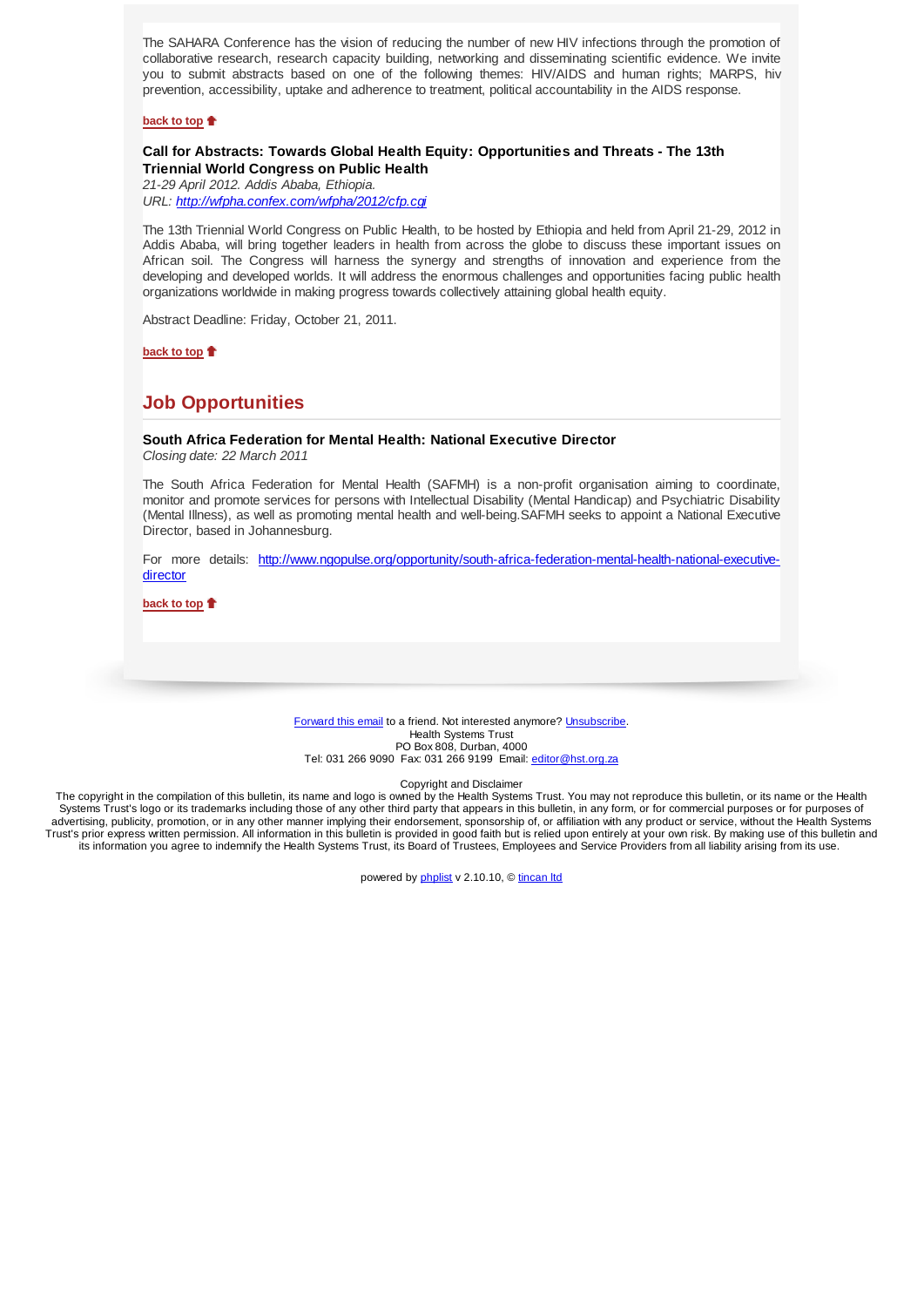The SAHARA Conference has the vision of reducing the number of new HIV infections through the promotion of collaborative research, research capacity building, networking and disseminating scientific evidence. We invite you to submit abstracts based on one of the following themes: HIV/AIDS and human rights; MARPS, hiv prevention, accessibility, uptake and adherence to treatment, political accountability in the AIDS response.

**back to top**

### Call for Abstracts: Towards Global Health Equity: Opportunities and Threats - The 13th Triennial World Congress on Public Health

*21-29 April 2012. Addis Ababa, Ethiopia.*
*URL: http://wfpha.confex.com/wfpha/2012/cfp.cgi*

The 13th Triennial World Congress on Public Health, to be hosted by Ethiopia and held from April 21-29, 2012 in Addis Ababa, will bring together leaders in health from across the globe to discuss these important issues on African soil. The Congress will harness the synergy and strengths of innovation and experience from the developing and developed worlds. It will address the enormous challenges and opportunities facing public health organizations worldwide in making progress towards collectively attaining global health equity.

Abstract Deadline: Friday, October 21, 2011.

**back to top**

## Job Opportunities

### South Africa Federation for Mental Health: National Executive Director

*Closing date: 22 March 2011*

The South Africa Federation for Mental Health (SAFMH) is a non-profit organisation aiming to coordinate, monitor and promote services for persons with Intellectual Disability (Mental Handicap) and Psychiatric Disability (Mental Illness), as well as promoting mental health and well-being.SAFMH seeks to appoint a National Executive Director, based in Johannesburg.

For more details: http://www.ngopulse.org/opportunity/south-africa-federation-mental-health-national-executive-director

**back to top**

Forward this email to a friend. Not interested anymore? Unsubscribe.
Health Systems Trust
PO Box 808, Durban, 4000
Tel: 031 266 9090 Fax: 031 266 9199 Email: editor@hst.org.za

Copyright and Disclaimer
The copyright in the compilation of this bulletin, its name and logo is owned by the Health Systems Trust. You may not reproduce this bulletin, or its name or the Health Systems Trust's logo or its trademarks including those of any other third party that appears in this bulletin, in any form, or for commercial purposes or for purposes of advertising, publicity, promotion, or in any other manner implying their endorsement, sponsorship of, or affiliation with any product or service, without the Health Systems Trust's prior express written permission. All information in this bulletin is provided in good faith but is relied upon entirely at your own risk. By making use of this bulletin and its information you agree to indemnify the Health Systems Trust, its Board of Trustees, Employees and Service Providers from all liability arising from its use.

powered by phplist v 2.10.10, © tincan ltd